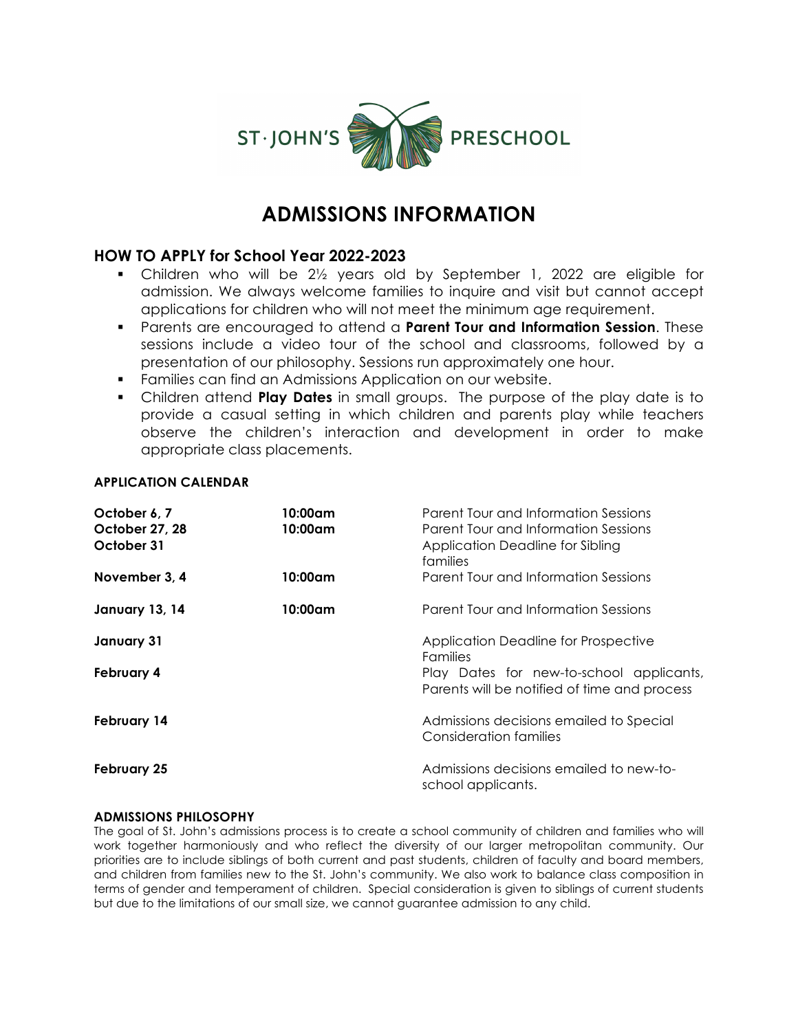ST·JOHN'S PRESCHOOL

# ADMISSIONS INFORMATION

## HOW TO APPLY for School Year 2022-2023

- Children who will be 2½ years old by September 1, 2022 are eligible for admission. We always welcome families to inquire and visit but cannot accept applications for children who will not meet the minimum age requirement.
- Parents are encouraged to attend a **Parent Tour and Information Session**. These sessions include a video tour of the school and classrooms, followed by a presentation of our philosophy. Sessions run approximately one hour.
- Families can find an Admissions Application on our website.
- Children attend **Play Dates** in small groups. The purpose of the play date is to provide a casual setting in which children and parents play while teachers observe the children's interaction and development in order to make appropriate class placements.

### APPLICATION CALENDAR

| | | |
|---|---|---|
| **October 6, 7** | **10:00am** | Parent Tour and Information Sessions |
| **October 27, 28** | **10:00am** | Parent Tour and Information Sessions |
| **October 31** | | Application Deadline for Sibling families |
| **November 3, 4** | **10:00am** | Parent Tour and Information Sessions |
| **January 13, 14** | **10:00am** | Parent Tour and Information Sessions |
| **January 31** | | Application Deadline for Prospective Families |
| **February 4** | | Play Dates for new-to-school applicants, Parents will be notified of time and process |
| **February 14** | | Admissions decisions emailed to Special Consideration families |
| **February 25** | | Admissions decisions emailed to new-to-school applicants. |

### ADMISSIONS PHILOSOPHY

The goal of St. John's admissions process is to create a school community of children and families who will work together harmoniously and who reflect the diversity of our larger metropolitan community. Our priorities are to include siblings of both current and past students, children of faculty and board members, and children from families new to the St. John's community. We also work to balance class composition in terms of gender and temperament of children. Special consideration is given to siblings of current students but due to the limitations of our small size, we cannot guarantee admission to any child.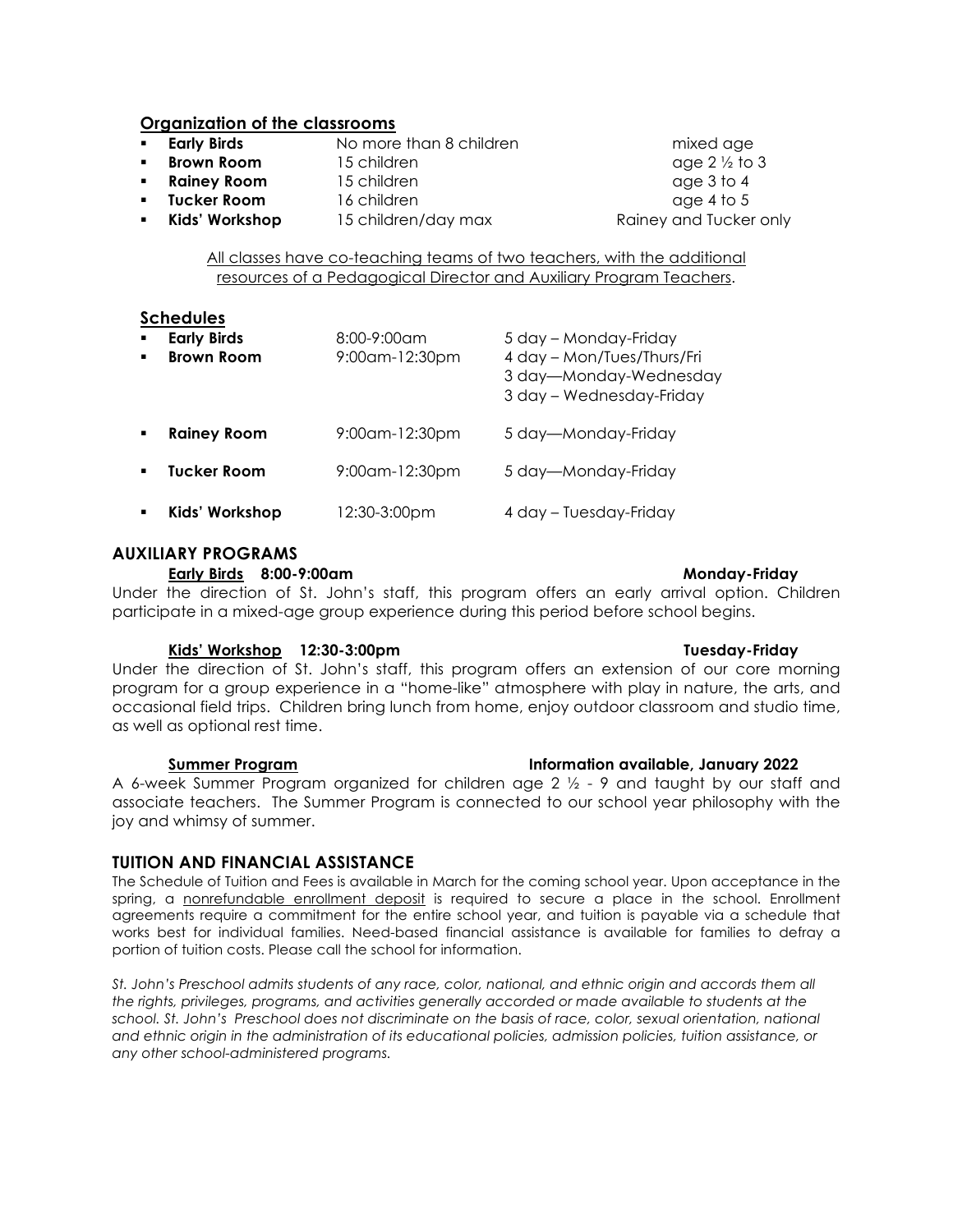## Organization of the classrooms

| | | |
|---|---|---|
| **Early Birds** | No more than 8 children | mixed age |
| **Brown Room** | 15 children | age 2 ½ to 3 |
| **Rainey Room** | 15 children | age 3 to 4 |
| **Tucker Room** | 16 children | age 4 to 5 |
| **Kids' Workshop** | 15 children/day max | Rainey and Tucker only |

All classes have co-teaching teams of two teachers, with the additional resources of a Pedagogical Director and Auxiliary Program Teachers.

## Schedules

| | | |
|---|---|---|
| **Early Birds** | 8:00-9:00am | 5 day – Monday-Friday |
| **Brown Room** | 9:00am-12:30pm | 4 day – Mon/Tues/Thurs/Fri<br>3 day—Monday-Wednesday<br>3 day – Wednesday-Friday |
| **Rainey Room** | 9:00am-12:30pm | 5 day—Monday-Friday |
| **Tucker Room** | 9:00am-12:30pm | 5 day—Monday-Friday |
| **Kids' Workshop** | 12:30-3:00pm | 4 day – Tuesday-Friday |

## AUXILIARY PROGRAMS

**Early Birds 8:00-9:00am** **Monday-Friday**

Under the direction of St. John's staff, this program offers an early arrival option. Children participate in a mixed-age group experience during this period before school begins.

**Kids' Workshop 12:30-3:00pm** **Tuesday-Friday**

Under the direction of St. John's staff, this program offers an extension of our core morning program for a group experience in a "home-like" atmosphere with play in nature, the arts, and occasional field trips. Children bring lunch from home, enjoy outdoor classroom and studio time, as well as optional rest time.

**Summer Program** **Information available, January 2022**

A 6-week Summer Program organized for children age 2 ½ - 9 and taught by our staff and associate teachers. The Summer Program is connected to our school year philosophy with the joy and whimsy of summer.

## TUITION AND FINANCIAL ASSISTANCE

The Schedule of Tuition and Fees is available in March for the coming school year. Upon acceptance in the spring, a nonrefundable enrollment deposit is required to secure a place in the school. Enrollment agreements require a commitment for the entire school year, and tuition is payable via a schedule that works best for individual families. Need-based financial assistance is available for families to defray a portion of tuition costs. Please call the school for information.

*St. John's Preschool admits students of any race, color, national, and ethnic origin and accords them all the rights, privileges, programs, and activities generally accorded or made available to students at the school. St. John's Preschool does not discriminate on the basis of race, color, sexual orientation, national and ethnic origin in the administration of its educational policies, admission policies, tuition assistance, or any other school-administered programs.*